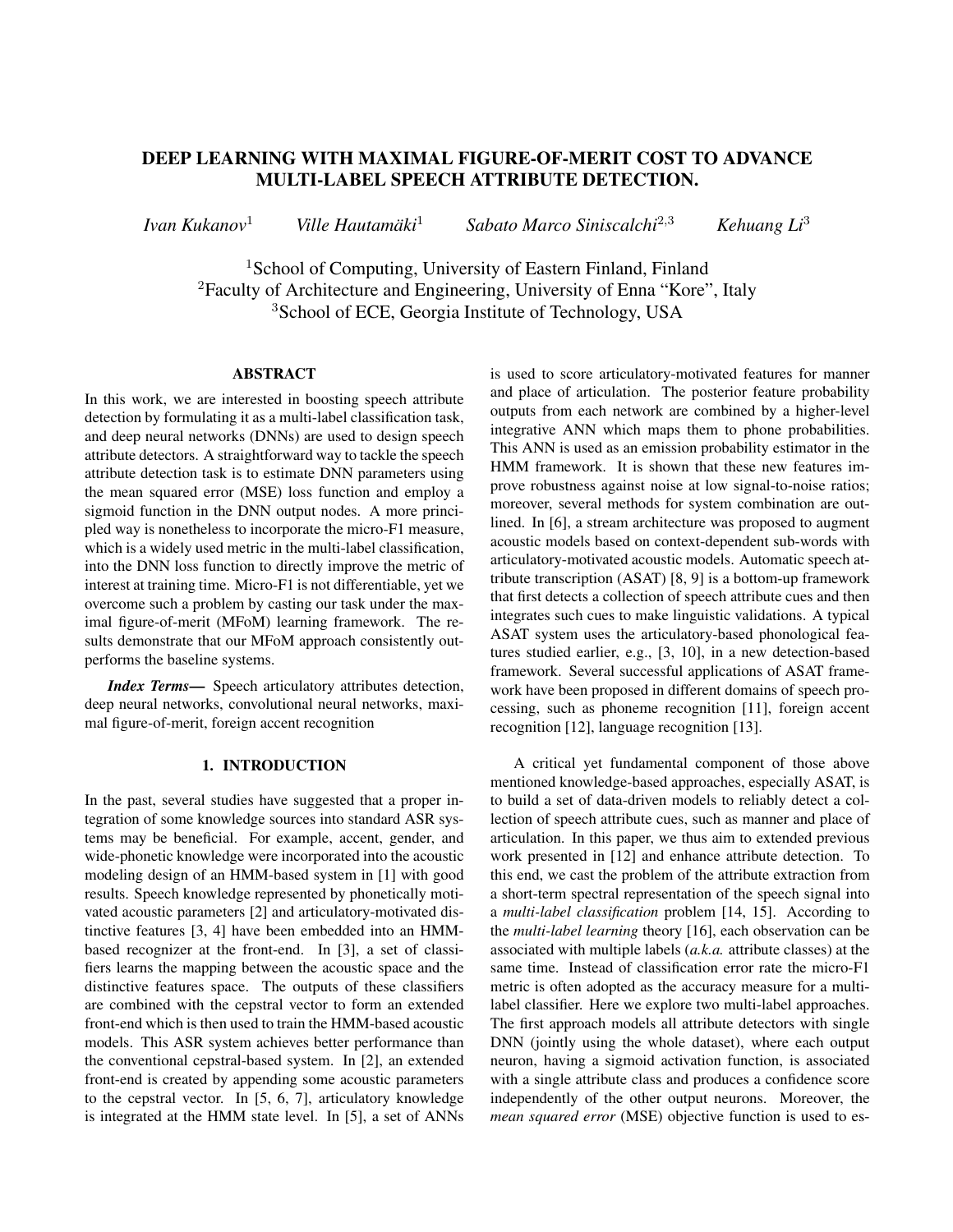# DEEP LEARNING WITH MAXIMAL FIGURE-OF-MERIT COST TO ADVANCE MULTI-LABEL SPEECH ATTRIBUTE DETECTION.

*Ivan Kukanov*[1] *Ville Hautamäki*[1] *Sabato Marco Siniscalchi*[2,3] *Kehuang Li*[3]

[1]School of Computing, University of Eastern Finland, Finland
[2]Faculty of Architecture and Engineering, University of Enna "Kore", Italy
[3]School of ECE, Georgia Institute of Technology, USA

## ABSTRACT

In this work, we are interested in boosting speech attribute detection by formulating it as a multi-label classification task, and deep neural networks (DNNs) are used to design speech attribute detectors. A straightforward way to tackle the speech attribute detection task is to estimate DNN parameters using the mean squared error (MSE) loss function and employ a sigmoid function in the DNN output nodes. A more principled way is nonetheless to incorporate the micro-F1 measure, which is a widely used metric in the multi-label classification, into the DNN loss function to directly improve the metric of interest at training time. Micro-F1 is not differentiable, yet we overcome such a problem by casting our task under the maximal figure-of-merit (MFoM) learning framework. The results demonstrate that our MFoM approach consistently outperforms the baseline systems.

***Index Terms*—** Speech articulatory attributes detection, deep neural networks, convolutional neural networks, maximal figure-of-merit, foreign accent recognition

## 1. INTRODUCTION

In the past, several studies have suggested that a proper integration of some knowledge sources into standard ASR systems may be beneficial. For example, accent, gender, and wide-phonetic knowledge were incorporated into the acoustic modeling design of an HMM-based system in [1] with good results. Speech knowledge represented by phonetically motivated acoustic parameters [2] and articulatory-motivated distinctive features [3, 4] have been embedded into an HMM-based recognizer at the front-end. In [3], a set of classifiers learns the mapping between the acoustic space and the distinctive features space. The outputs of these classifiers are combined with the cepstral vector to form an extended front-end which is then used to train the HMM-based acoustic models. This ASR system achieves better performance than the conventional cepstral-based system. In [2], an extended front-end is created by appending some acoustic parameters to the cepstral vector. In [5, 6, 7], articulatory knowledge is integrated at the HMM state level. In [5], a set of ANNs is used to score articulatory-motivated features for manner and place of articulation. The posterior feature probability outputs from each network are combined by a higher-level integrative ANN which maps them to phone probabilities. This ANN is used as an emission probability estimator in the HMM framework. It is shown that these new features improve robustness against noise at low signal-to-noise ratios; moreover, several methods for system combination are outlined. In [6], a stream architecture was proposed to augment acoustic models based on context-dependent sub-words with articulatory-motivated acoustic models. Automatic speech attribute transcription (ASAT) [8, 9] is a bottom-up framework that first detects a collection of speech attribute cues and then integrates such cues to make linguistic validations. A typical ASAT system uses the articulatory-based phonological features studied earlier, e.g., [3, 10], in a new detection-based framework. Several successful applications of ASAT framework have been proposed in different domains of speech processing, such as phoneme recognition [11], foreign accent recognition [12], language recognition [13].

A critical yet fundamental component of those above mentioned knowledge-based approaches, especially ASAT, is to build a set of data-driven models to reliably detect a collection of speech attribute cues, such as manner and place of articulation. In this paper, we thus aim to extended previous work presented in [12] and enhance attribute detection. To this end, we cast the problem of the attribute extraction from a short-term spectral representation of the speech signal into a *multi-label classification* problem [14, 15]. According to the *multi-label learning* theory [16], each observation can be associated with multiple labels (*a.k.a.* attribute classes) at the same time. Instead of classification error rate the micro-F1 metric is often adopted as the accuracy measure for a multi-label classifier. Here we explore two multi-label approaches. The first approach models all attribute detectors with single DNN (jointly using the whole dataset), where each output neuron, having a sigmoid activation function, is associated with a single attribute class and produces a confidence score independently of the other output neurons. Moreover, the *mean squared error* (MSE) objective function is used to es-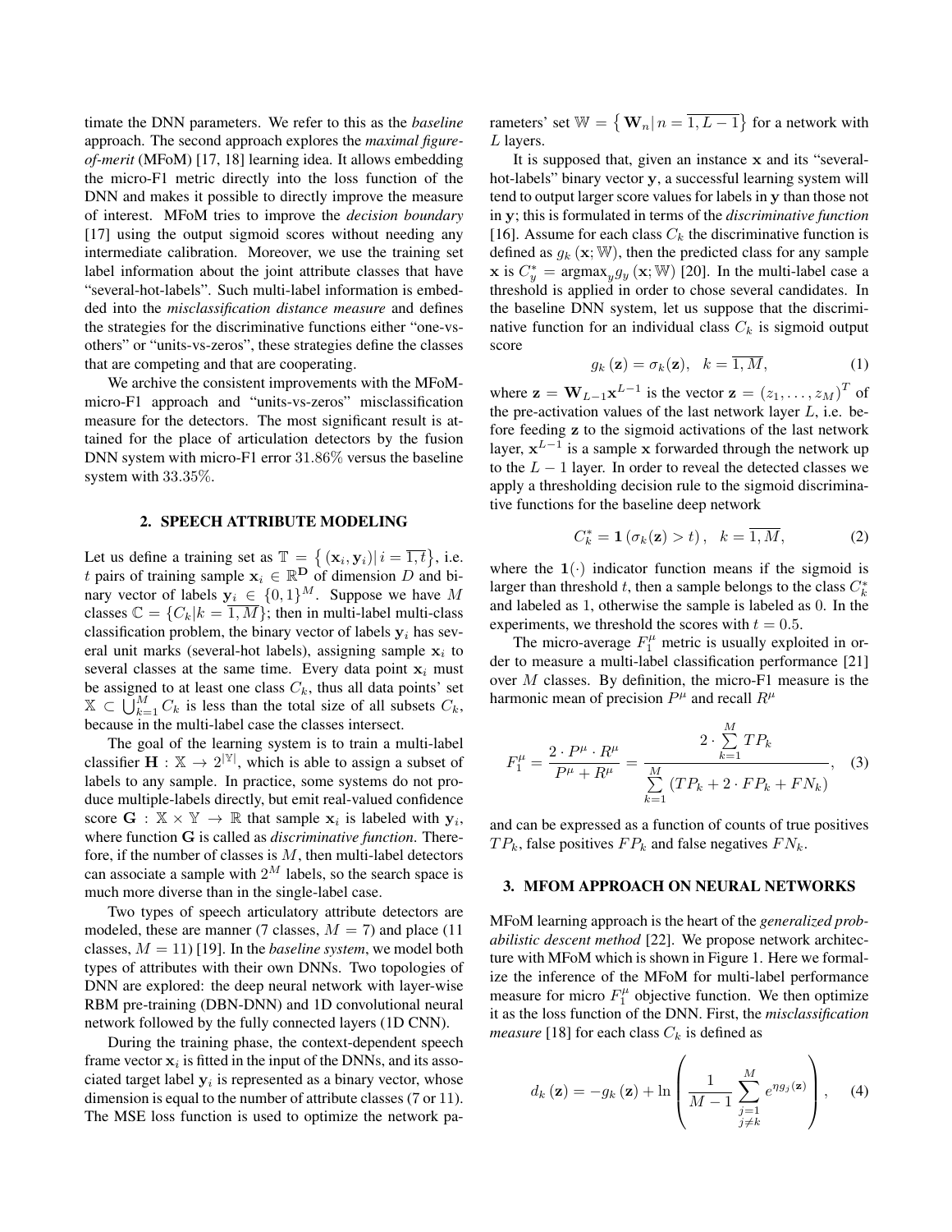timate the DNN parameters. We refer to this as the *baseline* approach. The second approach explores the *maximal figure-of-merit* (MFoM) [17, 18] learning idea. It allows embedding the micro-F1 metric directly into the loss function of the DNN and makes it possible to directly improve the measure of interest. MFoM tries to improve the *decision boundary* [17] using the output sigmoid scores without needing any intermediate calibration. Moreover, we use the training set label information about the joint attribute classes that have "several-hot-labels". Such multi-label information is embedded into the *misclassification distance measure* and defines the strategies for the discriminative functions either "one-vs-others" or "units-vs-zeros", these strategies define the classes that are competing and that are cooperating.

We archive the consistent improvements with the MFoM-micro-F1 approach and "units-vs-zeros" misclassification measure for the detectors. The most significant result is attained for the place of articulation detectors by the fusion DNN system with micro-F1 error $31.86\%$ versus the baseline system with $33.35\%$.

## 2. SPEECH ATTRIBUTE MODELING

Let us define a training set as $\mathbb{T} = \left\{ (\mathbf{x}_i, \mathbf{y}_i) | \, i = \overline{1,t} \right\}$, i.e. $t$ pairs of training sample $\mathbf{x}_i \in \mathbb{R}^{\mathbf{D}}$ of dimension $D$ and binary vector of labels $\mathbf{y}_i \in \{0,1\}^M$. Suppose we have $M$ classes $\mathbb{C} = \{C_k | k = \overline{1,M}\}$; then in multi-label multi-class classification problem, the binary vector of labels $\mathbf{y}_i$ has several unit marks (several-hot labels), assigning sample $\mathbf{x}_i$ to several classes at the same time. Every data point $\mathbf{x}_i$ must be assigned to at least one class $C_k$, thus all data points' set $\mathbb{X} \subset \bigcup_{k=1}^{M} C_k$ is less than the total size of all subsets $C_k$, because in the multi-label case the classes intersect.

The goal of the learning system is to train a multi-label classifier $\mathbf{H} : \mathbb{X} \to 2^{|\mathbb{Y}|}$, which is able to assign a subset of labels to any sample. In practice, some systems do not produce multiple-labels directly, but emit real-valued confidence score $\mathbf{G} : \mathbb{X} \times \mathbb{Y} \to \mathbb{R}$ that sample $\mathbf{x}_i$ is labeled with $\mathbf{y}_i$, where function $\mathbf{G}$ is called as *discriminative function*. Therefore, if the number of classes is $M$, then multi-label detectors can associate a sample with $2^M$ labels, so the search space is much more diverse than in the single-label case.

Two types of speech articulatory attribute detectors are modeled, these are manner (7 classes, $M = 7$) and place (11 classes, $M = 11$) [19]. In the *baseline system*, we model both types of attributes with their own DNNs. Two topologies of DNN are explored: the deep neural network with layer-wise RBM pre-training (DBN-DNN) and 1D convolutional neural network followed by the fully connected layers (1D CNN).

During the training phase, the context-dependent speech frame vector $\mathbf{x}_i$ is fitted in the input of the DNNs, and its associated target label $\mathbf{y}_i$ is represented as a binary vector, whose dimension is equal to the number of attribute classes (7 or 11). The MSE loss function is used to optimize the network parameters' set $\mathbb{W} = \left\{ \mathbf{W}_n | \, n = \overline{1, L-1} \right\}$ for a network with $L$ layers.

It is supposed that, given an instance $\mathbf{x}$ and its "several-hot-labels" binary vector $\mathbf{y}$, a successful learning system will tend to output larger score values for labels in $\mathbf{y}$ than those not in $\mathbf{y}$; this is formulated in terms of the *discriminative function* [16]. Assume for each class $C_k$ the discriminative function is defined as $g_k(\mathbf{x}; \mathbb{W})$, then the predicted class for any sample $\mathbf{x}$ is $C_y^* = \text{argmax}_y g_y(\mathbf{x}; \mathbb{W})$ [20]. In the multi-label case a threshold is applied in order to chose several candidates. In the baseline DNN system, let us suppose that the discriminative function for an individual class $C_k$ is sigmoid output score

$$g_k(\mathbf{z}) = \sigma_k(\mathbf{z}), \quad k = \overline{1,M}, \tag{1}$$

where $\mathbf{z} = \mathbf{W}_{L-1}\mathbf{x}^{L-1}$ is the vector $\mathbf{z} = (z_1, \ldots, z_M)^T$ of the pre-activation values of the last network layer $L$, i.e. before feeding $\mathbf{z}$ to the sigmoid activations of the last network layer, $\mathbf{x}^{L-1}$ is a sample $\mathbf{x}$ forwarded through the network up to the $L-1$ layer. In order to reveal the detected classes we apply a thresholding decision rule to the sigmoid discriminative functions for the baseline deep network

$$C_k^* = \mathbf{1}\left(\sigma_k(\mathbf{z}) > t\right), \quad k = \overline{1,M}, \tag{2}$$

where the $\mathbf{1}(\cdot)$ indicator function means if the sigmoid is larger than threshold $t$, then a sample belongs to the class $C_k^*$ and labeled as 1, otherwise the sample is labeled as 0. In the experiments, we threshold the scores with $t = 0.5$.

The micro-average $F_1^\mu$ metric is usually exploited in order to measure a multi-label classification performance [21] over $M$ classes. By definition, the micro-F1 measure is the harmonic mean of precision $P^\mu$ and recall $R^\mu$

$$F_1^\mu = \frac{2 \cdot P^\mu \cdot R^\mu}{P^\mu + R^\mu} = \frac{2 \cdot \sum_{k=1}^{M} TP_k}{\sum_{k=1}^{M} \left(TP_k + 2 \cdot FP_k + FN_k\right)}, \tag{3}$$

and can be expressed as a function of counts of true positives $TP_k$, false positives $FP_k$ and false negatives $FN_k$.

## 3. MFOM APPROACH ON NEURAL NETWORKS

MFoM learning approach is the heart of the *generalized probabilistic descent method* [22]. We propose network architecture with MFoM which is shown in Figure 1. Here we formalize the inference of the MFoM for multi-label performance measure for micro $F_1^\mu$ objective function. We then optimize it as the loss function of the DNN. First, the *misclassification measure* [18] for each class $C_k$ is defined as

$$d_k(\mathbf{z}) = -g_k(\mathbf{z}) + \ln\left(\frac{1}{M-1} \sum_{\substack{j=1 \\ j \neq k}}^{M} e^{\eta g_j(\mathbf{z})}\right), \tag{4}$$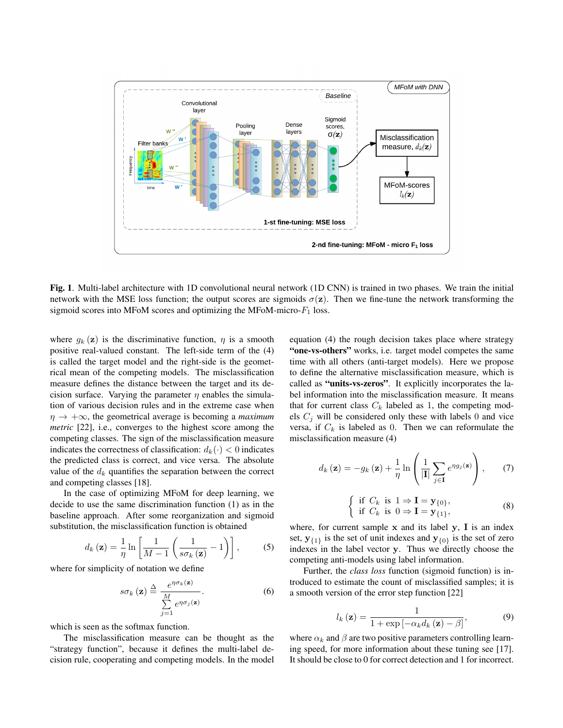**Fig. 1**. Multi-label architecture with 1D convolutional neural network (1D CNN) is trained in two phases. We train the initial network with the MSE loss function; the output scores are sigmoids $\sigma(\mathbf{z})$. Then we fine-tune the network transforming the sigmoid scores into MFoM scores and optimizing the MFoM-micro-$F_1$ loss.

where $g_k(\mathbf{z})$ is the discriminative function, $\eta$ is a smooth positive real-valued constant. The left-side term of the (4) is called the target model and the right-side is the geometrical mean of the competing models. The misclassification measure defines the distance between the target and its decision surface. Varying the parameter $\eta$ enables the simulation of various decision rules and in the extreme case when $\eta \to +\infty$, the geometrical average is becoming a *maximum metric* [22], i.e., converges to the highest score among the competing classes. The sign of the misclassification measure indicates the correctness of classification: $d_k(\cdot) < 0$ indicates the predicted class is correct, and vice versa. The absolute value of the $d_k$ quantifies the separation between the correct and competing classes [18].

In the case of optimizing MFoM for deep learning, we decide to use the same discrimination function (1) as in the baseline approach. After some reorganization and sigmoid substitution, the misclassification function is obtained

$$d_k(\mathbf{z}) = \frac{1}{\eta} \ln \left[ \frac{1}{M-1} \left( \frac{1}{s\sigma_k(\mathbf{z})} - 1 \right) \right], \tag{5}$$

where for simplicity of notation we define

$$s\sigma_k(\mathbf{z}) \triangleq \frac{e^{\eta \sigma_k(\mathbf{z})}}{\sum\limits_{j=1}^{M} e^{\eta \sigma_j(\mathbf{z})}}. \tag{6}$$

which is seen as the softmax function.

The misclassification measure can be thought as the "strategy function", because it defines the multi-label decision rule, cooperating and competing models. In the model equation (4) the rough decision takes place where strategy **"one-vs-others"** works, i.e. target model competes the same time with all others (anti-target models). Here we propose to define the alternative misclassification measure, which is called as **"units-vs-zeros"**. It explicitly incorporates the label information into the misclassification measure. It means that for current class $C_k$ labeled as 1, the competing models $C_j$ will be considered only these with labels 0 and vice versa, if $C_k$ is labeled as 0. Then we can reformulate the misclassification measure (4)

$$d_k(\mathbf{z}) = -g_k(\mathbf{z}) + \frac{1}{\eta} \ln \left( \frac{1}{|\mathbf{I}|} \sum_{j \in \mathbf{I}} e^{\eta g_j(\mathbf{z})} \right), \tag{7}$$

$$\begin{cases} \text{if } C_k \text{ is } 1 \Rightarrow \mathbf{I} = \mathbf{y}_{\{0\}}, \\ \text{if } C_k \text{ is } 0 \Rightarrow \mathbf{I} = \mathbf{y}_{\{1\}}, \end{cases} \tag{8}$$

where, for current sample $\mathbf{x}$ and its label $\mathbf{y}$, $\mathbf{I}$ is an index set, $\mathbf{y}_{\{1\}}$ is the set of unit indexes and $\mathbf{y}_{\{0\}}$ is the set of zero indexes in the label vector $\mathbf{y}$. Thus we directly choose the competing anti-models using label information.

Further, the *class loss* function (sigmoid function) is introduced to estimate the count of misclassified samples; it is a smooth version of the error step function [22]

$$l_k(\mathbf{z}) = \frac{1}{1 + \exp\left[-\alpha_k d_k(\mathbf{z}) - \beta\right]}, \tag{9}$$

where $\alpha_k$ and $\beta$ are two positive parameters controlling learning speed, for more information about these tuning see [17]. It should be close to 0 for correct detection and 1 for incorrect.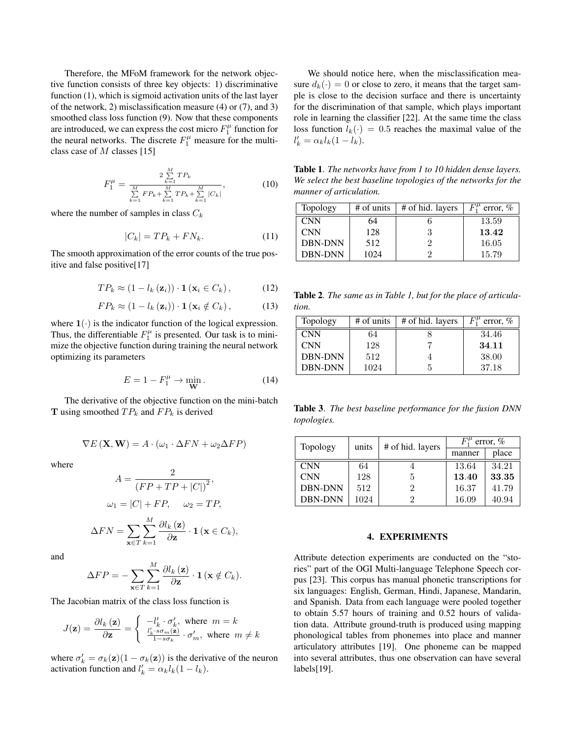Therefore, the MFoM framework for the network objective function consists of three key objects: 1) discriminative function (1), which is sigmoid activation units of the last layer of the network, 2) misclassification measure (4) or (7), and 3) smoothed class loss function (9). Now that these components are introduced, we can express the cost micro $F_1^\mu$ function for the neural networks. The discrete $F_1^\mu$ measure for the multi-class case of $M$ classes [15]

$$F_1^\mu = \frac{2\sum_{k=1}^{M} TP_k}{\sum_{k=1}^{M} FP_k + \sum_{k=1}^{M} TP_k + \sum_{k=1}^{M} |C_k|}, \tag{10}$$

where the number of samples in class $C_k$

$$|C_k| = TP_k + FN_k. \tag{11}$$

The smooth approximation of the error counts of the true positive and false positive[17]

$$TP_k \approx (1 - l_k(\mathbf{z}_i)) \cdot \mathbf{1}(\mathbf{x}_i \in C_k), \tag{12}$$

$$FP_k \approx (1 - l_k(\mathbf{z}_i)) \cdot \mathbf{1}(\mathbf{x}_i \notin C_k), \tag{13}$$

where $\mathbf{1}(\cdot)$ is the indicator function of the logical expression. Thus, the differentiable $F_1^\mu$ is presented. Our task is to minimize the objective function during training the neural network optimizing its parameters

$$E = 1 - F_1^\mu \to \min_{\mathbf{W}}. \tag{14}$$

The derivative of the objective function on the mini-batch $\mathbf{T}$ using smoothed $TP_k$ and $FP_k$ is derived

$$\nabla E(\mathbf{X}, \mathbf{W}) = A \cdot (\omega_1 \cdot \Delta FN + \omega_2 \Delta FP)$$

where

$$A = \frac{2}{(FP + TP + |C|)^2},$$

$$\omega_1 = |C| + FP, \quad \omega_2 = TP,$$

$$\Delta FN = \sum_{\mathbf{x} \in T} \sum_{k=1}^{M} \frac{\partial l_k(\mathbf{z})}{\partial \mathbf{z}} \cdot \mathbf{1}(\mathbf{x} \in C_k),$$

and

$$\Delta FP = -\sum_{\mathbf{x} \in T} \sum_{k=1}^{M} \frac{\partial l_k(\mathbf{z})}{\partial \mathbf{z}} \cdot \mathbf{1}(\mathbf{x} \notin C_k).$$

The Jacobian matrix of the class loss function is

$$J(\mathbf{z}) = \frac{\partial l_k(\mathbf{z})}{\partial \mathbf{z}} = \begin{cases} -l'_k \cdot \sigma'_k, & \text{where } m = k \\ \frac{l'_k \cdot s\sigma_m(\mathbf{z})}{1 - s\sigma_k} \cdot \sigma'_m, & \text{where } m \neq k \end{cases}$$

where $\sigma'_k = \sigma_k(\mathbf{z})(1 - \sigma_k(\mathbf{z}))$ is the derivative of the neuron activation function and $l'_k = \alpha_k l_k (1 - l_k)$.

We should notice here, when the misclassification measure $d_k(\cdot) = 0$ or close to zero, it means that the target sample is close to the decision surface and there is uncertainty for the discrimination of that sample, which plays important role in learning the classifier [22]. At the same time the class loss function $l_k(\cdot) = 0.5$ reaches the maximal value of the $l'_k = \alpha_k l_k (1 - l_k)$.

**Table 1**. *The networks have from 1 to 10 hidden dense layers. We select the best baseline topologies of the networks for the manner of articulation.*

| Topology | # of units | # of hid. layers | $F_1^\mu$ error, % |
|---|---|---|---|
| CNN | 64 | 6 | 13.59 |
| CNN | 128 | 3 | **13.42** |
| DBN-DNN | 512 | 2 | 16.05 |
| DBN-DNN | 1024 | 2 | 15.79 |

**Table 2**. *The same as in Table 1, but for the place of articulation.*

| Topology | # of units | # of hid. layers | $F_1^\mu$ error, % |
|---|---|---|---|
| CNN | 64 | 8 | 34.46 |
| CNN | 128 | 7 | **34.11** |
| DBN-DNN | 512 | 4 | 38.00 |
| DBN-DNN | 1024 | 5 | 37.18 |

**Table 3**. *The best baseline performance for the fusion DNN topologies.*

| Topology | units | # of hid. layers | $F_1^\mu$ error, % | |
|---|---|---|---|---|
| | | | manner | place |
| CNN | 64 | 4 | 13.64 | 34.21 |
| CNN | 128 | 5 | **13.40** | **33.35** |
| DBN-DNN | 512 | 2 | 16.37 | 41.79 |
| DBN-DNN | 1024 | 2 | 16.09 | 40.94 |

## 4. EXPERIMENTS

Attribute detection experiments are conducted on the "stories" part of the OGI Multi-language Telephone Speech corpus [23]. This corpus has manual phonetic transcriptions for six languages: English, German, Hindi, Japanese, Mandarin, and Spanish. Data from each language were pooled together to obtain 5.57 hours of training and 0.52 hours of validation data. Attribute ground-truth is produced using mapping phonological tables from phonemes into place and manner articulatory attributes [19]. One phoneme can be mapped into several attributes, thus one observation can have several labels[19].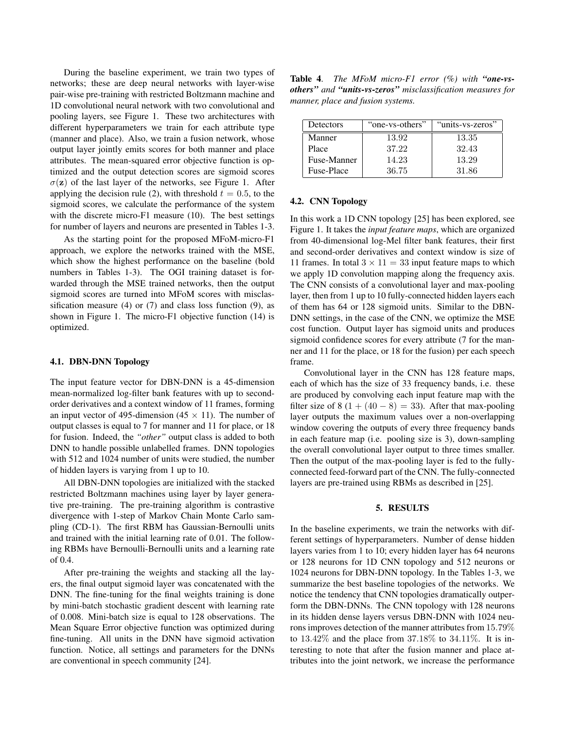During the baseline experiment, we train two types of networks; these are deep neural networks with layer-wise pair-wise pre-training with restricted Boltzmann machine and 1D convolutional neural network with two convolutional and pooling layers, see Figure 1. These two architectures with different hyperparameters we train for each attribute type (manner and place). Also, we train a fusion network, whose output layer jointly emits scores for both manner and place attributes. The mean-squared error objective function is optimized and the output detection scores are sigmoid scores $\sigma(\mathbf{z})$ of the last layer of the networks, see Figure 1. After applying the decision rule (2), with threshold $t = 0.5$, to the sigmoid scores, we calculate the performance of the system with the discrete micro-F1 measure (10). The best settings for number of layers and neurons are presented in Tables 1-3.

As the starting point for the proposed MFoM-micro-F1 approach, we explore the networks trained with the MSE, which show the highest performance on the baseline (bold numbers in Tables 1-3). The OGI training dataset is forwarded through the MSE trained networks, then the output sigmoid scores are turned into MFoM scores with misclassification measure (4) or (7) and class loss function (9), as shown in Figure 1. The micro-F1 objective function (14) is optimized.

### 4.1. DBN-DNN Topology

The input feature vector for DBN-DNN is a 45-dimension mean-normalized log-filter bank features with up to second-order derivatives and a context window of 11 frames, forming an input vector of 495-dimension ($45 \times 11$). The number of output classes is equal to 7 for manner and 11 for place, or 18 for fusion. Indeed, the *"other"* output class is added to both DNN to handle possible unlabelled frames. DNN topologies with 512 and 1024 number of units were studied, the number of hidden layers is varying from 1 up to 10.

All DBN-DNN topologies are initialized with the stacked restricted Boltzmann machines using layer by layer generative pre-training. The pre-training algorithm is contrastive divergence with 1-step of Markov Chain Monte Carlo sampling (CD-1). The first RBM has Gaussian-Bernoulli units and trained with the initial learning rate of 0.01. The following RBMs have Bernoulli-Bernoulli units and a learning rate of 0.4.

After pre-training the weights and stacking all the layers, the final output sigmoid layer was concatenated with the DNN. The fine-tuning for the final weights training is done by mini-batch stochastic gradient descent with learning rate of 0.008. Mini-batch size is equal to 128 observations. The Mean Square Error objective function was optimized during fine-tuning. All units in the DNN have sigmoid activation function. Notice, all settings and parameters for the DNNs are conventional in speech community [24].

**Table 4**. *The MFoM micro-F1 error (%) with* ***"one-vs-others"*** *and* ***"units-vs-zeros"*** *misclassification measures for manner, place and fusion systems.*

| Detectors | "one-vs-others" | "units-vs-zeros" |
| --- | --- | --- |
| Manner | 13.92 | 13.35 |
| Place | 37.22 | 32.43 |
| Fuse-Manner | 14.23 | 13.29 |
| Fuse-Place | 36.75 | 31.86 |

### 4.2. CNN Topology

In this work a 1D CNN topology [25] has been explored, see Figure 1. It takes the *input feature maps*, which are organized from 40-dimensional log-Mel filter bank features, their first and second-order derivatives and context window is size of 11 frames. In total $3 \times 11 = 33$ input feature maps to which we apply 1D convolution mapping along the frequency axis. The CNN consists of a convolutional layer and max-pooling layer, then from 1 up to 10 fully-connected hidden layers each of them has 64 or 128 sigmoid units. Similar to the DBN-DNN settings, in the case of the CNN, we optimize the MSE cost function. Output layer has sigmoid units and produces sigmoid confidence scores for every attribute (7 for the manner and 11 for the place, or 18 for the fusion) per each speech frame.

Convolutional layer in the CNN has 128 feature maps, each of which has the size of 33 frequency bands, i.e. these are produced by convolving each input feature map with the filter size of 8 ($1 + (40 - 8) = 33$). After that max-pooling layer outputs the maximum values over a non-overlapping window covering the outputs of every three frequency bands in each feature map (i.e. pooling size is 3), down-sampling the overall convolutional layer output to three times smaller. Then the output of the max-pooling layer is fed to the fully-connected feed-forward part of the CNN. The fully-connected layers are pre-trained using RBMs as described in [25].

## 5. RESULTS

In the baseline experiments, we train the networks with different settings of hyperparameters. Number of dense hidden layers varies from 1 to 10; every hidden layer has 64 neurons or 128 neurons for 1D CNN topology and 512 neurons or 1024 neurons for DBN-DNN topology. In the Tables 1-3, we summarize the best baseline topologies of the networks. We notice the tendency that CNN topologies dramatically outperform the DBN-DNNs. The CNN topology with 128 neurons in its hidden dense layers versus DBN-DNN with 1024 neurons improves detection of the manner attributes from $15.79\%$ to $13.42\%$ and the place from $37.18\%$ to $34.11\%$. It is interesting to note that after the fusion manner and place attributes into the joint network, we increase the performance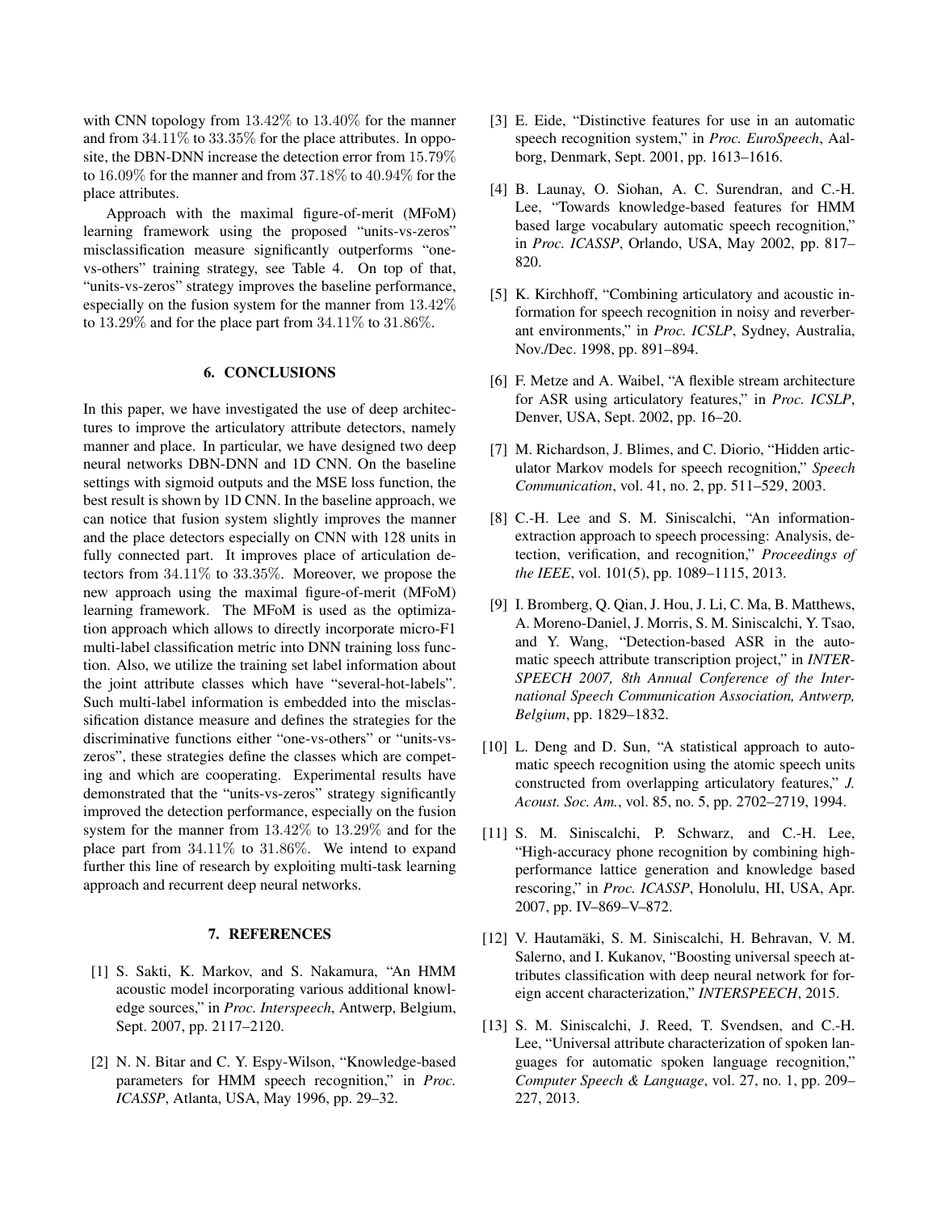with CNN topology from $13.42\%$ to $13.40\%$ for the manner and from $34.11\%$ to $33.35\%$ for the place attributes. In opposite, the DBN-DNN increase the detection error from $15.79\%$ to $16.09\%$ for the manner and from $37.18\%$ to $40.94\%$ for the place attributes.

Approach with the maximal figure-of-merit (MFoM) learning framework using the proposed "units-vs-zeros" misclassification measure significantly outperforms "one-vs-others" training strategy, see Table 4. On top of that, "units-vs-zeros" strategy improves the baseline performance, especially on the fusion system for the manner from $13.42\%$ to $13.29\%$ and for the place part from $34.11\%$ to $31.86\%$.

## 6. CONCLUSIONS

In this paper, we have investigated the use of deep architectures to improve the articulatory attribute detectors, namely manner and place. In particular, we have designed two deep neural networks DBN-DNN and 1D CNN. On the baseline settings with sigmoid outputs and the MSE loss function, the best result is shown by 1D CNN. In the baseline approach, we can notice that fusion system slightly improves the manner and the place detectors especially on CNN with 128 units in fully connected part. It improves place of articulation detectors from $34.11\%$ to $33.35\%$. Moreover, we propose the new approach using the maximal figure-of-merit (MFoM) learning framework. The MFoM is used as the optimization approach which allows to directly incorporate micro-F1 multi-label classification metric into DNN training loss function. Also, we utilize the training set label information about the joint attribute classes which have "several-hot-labels". Such multi-label information is embedded into the misclassification distance measure and defines the strategies for the discriminative functions either "one-vs-others" or "units-vs-zeros", these strategies define the classes which are competing and which are cooperating. Experimental results have demonstrated that the "units-vs-zeros" strategy significantly improved the detection performance, especially on the fusion system for the manner from $13.42\%$ to $13.29\%$ and for the place part from $34.11\%$ to $31.86\%$. We intend to expand further this line of research by exploiting multi-task learning approach and recurrent deep neural networks.

## 7. REFERENCES

[1] S. Sakti, K. Markov, and S. Nakamura, "An HMM acoustic model incorporating various additional knowledge sources," in *Proc. Interspeech*, Antwerp, Belgium, Sept. 2007, pp. 2117–2120.

[2] N. N. Bitar and C. Y. Espy-Wilson, "Knowledge-based parameters for HMM speech recognition," in *Proc. ICASSP*, Atlanta, USA, May 1996, pp. 29–32.

[3] E. Eide, "Distinctive features for use in an automatic speech recognition system," in *Proc. EuroSpeech*, Aalborg, Denmark, Sept. 2001, pp. 1613–1616.

[4] B. Launay, O. Siohan, A. C. Surendran, and C.-H. Lee, "Towards knowledge-based features for HMM based large vocabulary automatic speech recognition," in *Proc. ICASSP*, Orlando, USA, May 2002, pp. 817–820.

[5] K. Kirchhoff, "Combining articulatory and acoustic information for speech recognition in noisy and reverberant environments," in *Proc. ICSLP*, Sydney, Australia, Nov./Dec. 1998, pp. 891–894.

[6] F. Metze and A. Waibel, "A flexible stream architecture for ASR using articulatory features," in *Proc. ICSLP*, Denver, USA, Sept. 2002, pp. 16–20.

[7] M. Richardson, J. Blimes, and C. Diorio, "Hidden articulator Markov models for speech recognition," *Speech Communication*, vol. 41, no. 2, pp. 511–529, 2003.

[8] C.-H. Lee and S. M. Siniscalchi, "An information-extraction approach to speech processing: Analysis, detection, verification, and recognition," *Proceedings of the IEEE*, vol. 101(5), pp. 1089–1115, 2013.

[9] I. Bromberg, Q. Qian, J. Hou, J. Li, C. Ma, B. Matthews, A. Moreno-Daniel, J. Morris, S. M. Siniscalchi, Y. Tsao, and Y. Wang, "Detection-based ASR in the automatic speech attribute transcription project," in *INTERSPEECH 2007, 8th Annual Conference of the International Speech Communication Association, Antwerp, Belgium*, pp. 1829–1832.

[10] L. Deng and D. Sun, "A statistical approach to automatic speech recognition using the atomic speech units constructed from overlapping articulatory features," *J. Acoust. Soc. Am.*, vol. 85, no. 5, pp. 2702–2719, 1994.

[11] S. M. Siniscalchi, P. Schwarz, and C.-H. Lee, "High-accuracy phone recognition by combining high-performance lattice generation and knowledge based rescoring," in *Proc. ICASSP*, Honolulu, HI, USA, Apr. 2007, pp. IV–869–V–872.

[12] V. Hautamäki, S. M. Siniscalchi, H. Behravan, V. M. Salerno, and I. Kukanov, "Boosting universal speech attributes classification with deep neural network for foreign accent characterization," *INTERSPEECH*, 2015.

[13] S. M. Siniscalchi, J. Reed, T. Svendsen, and C.-H. Lee, "Universal attribute characterization of spoken languages for automatic spoken language recognition," *Computer Speech & Language*, vol. 27, no. 1, pp. 209–227, 2013.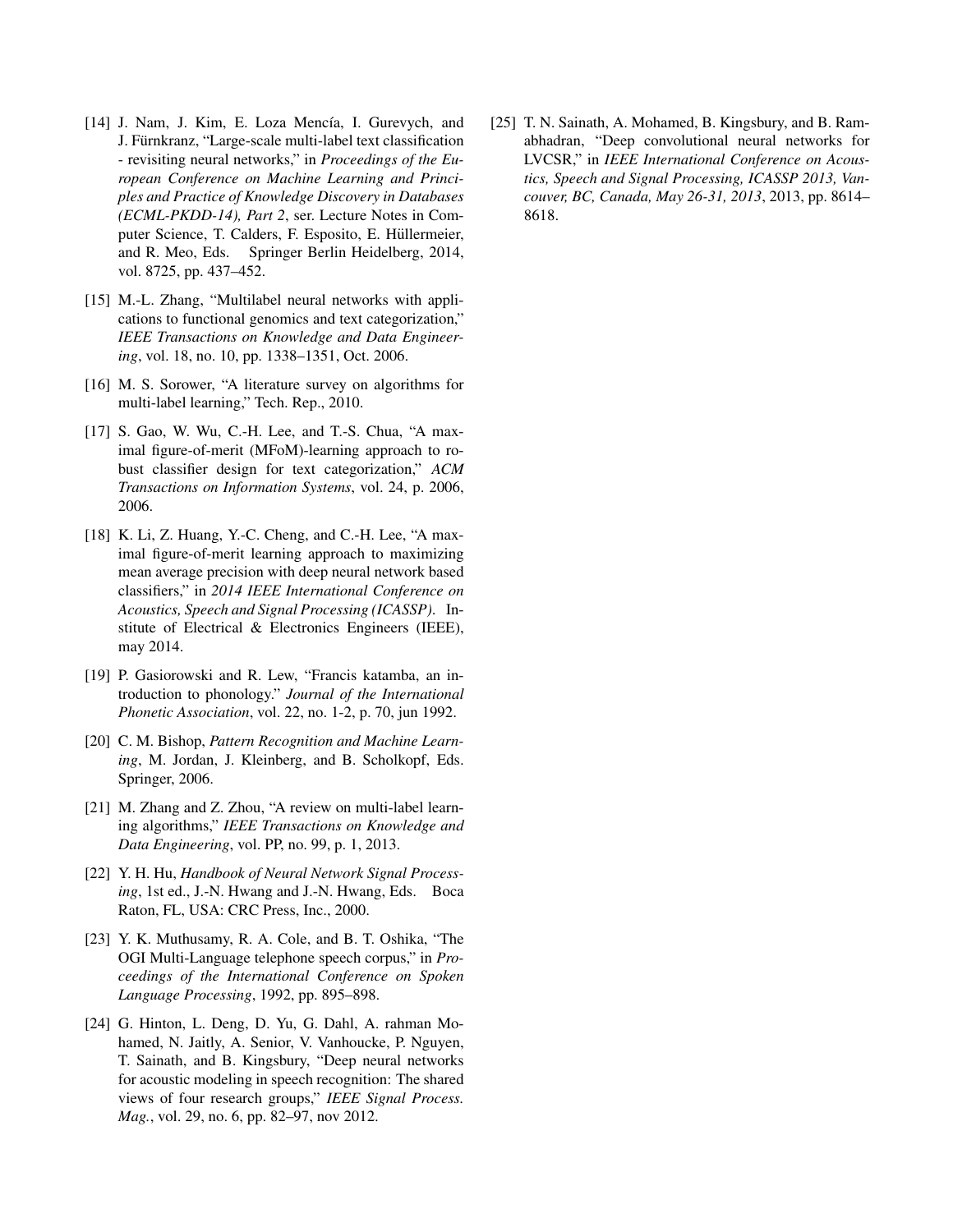[14] J. Nam, J. Kim, E. Loza Mencía, I. Gurevych, and J. Fürnkranz, "Large-scale multi-label text classification - revisiting neural networks," in *Proceedings of the European Conference on Machine Learning and Principles and Practice of Knowledge Discovery in Databases (ECML-PKDD-14), Part 2*, ser. Lecture Notes in Computer Science, T. Calders, F. Esposito, E. Hüllermeier, and R. Meo, Eds. Springer Berlin Heidelberg, 2014, vol. 8725, pp. 437–452.

[15] M.-L. Zhang, "Multilabel neural networks with applications to functional genomics and text categorization," *IEEE Transactions on Knowledge and Data Engineering*, vol. 18, no. 10, pp. 1338–1351, Oct. 2006.

[16] M. S. Sorower, "A literature survey on algorithms for multi-label learning," Tech. Rep., 2010.

[17] S. Gao, W. Wu, C.-H. Lee, and T.-S. Chua, "A maximal figure-of-merit (MFoM)-learning approach to robust classifier design for text categorization," *ACM Transactions on Information Systems*, vol. 24, p. 2006, 2006.

[18] K. Li, Z. Huang, Y.-C. Cheng, and C.-H. Lee, "A maximal figure-of-merit learning approach to maximizing mean average precision with deep neural network based classifiers," in *2014 IEEE International Conference on Acoustics, Speech and Signal Processing (ICASSP)*. Institute of Electrical & Electronics Engineers (IEEE), may 2014.

[19] P. Gasiorowski and R. Lew, "Francis katamba, an introduction to phonology." *Journal of the International Phonetic Association*, vol. 22, no. 1-2, p. 70, jun 1992.

[20] C. M. Bishop, *Pattern Recognition and Machine Learning*, M. Jordan, J. Kleinberg, and B. Scholkopf, Eds. Springer, 2006.

[21] M. Zhang and Z. Zhou, "A review on multi-label learning algorithms," *IEEE Transactions on Knowledge and Data Engineering*, vol. PP, no. 99, p. 1, 2013.

[22] Y. H. Hu, *Handbook of Neural Network Signal Processing*, 1st ed., J.-N. Hwang and J.-N. Hwang, Eds. Boca Raton, FL, USA: CRC Press, Inc., 2000.

[23] Y. K. Muthusamy, R. A. Cole, and B. T. Oshika, "The OGI Multi-Language telephone speech corpus," in *Proceedings of the International Conference on Spoken Language Processing*, 1992, pp. 895–898.

[24] G. Hinton, L. Deng, D. Yu, G. Dahl, A. rahman Mohamed, N. Jaitly, A. Senior, V. Vanhoucke, P. Nguyen, T. Sainath, and B. Kingsbury, "Deep neural networks for acoustic modeling in speech recognition: The shared views of four research groups," *IEEE Signal Process. Mag.*, vol. 29, no. 6, pp. 82–97, nov 2012.

[25] T. N. Sainath, A. Mohamed, B. Kingsbury, and B. Ramabhadran, "Deep convolutional neural networks for LVCSR," in *IEEE International Conference on Acoustics, Speech and Signal Processing, ICASSP 2013, Vancouver, BC, Canada, May 26-31, 2013*, 2013, pp. 8614–8618.